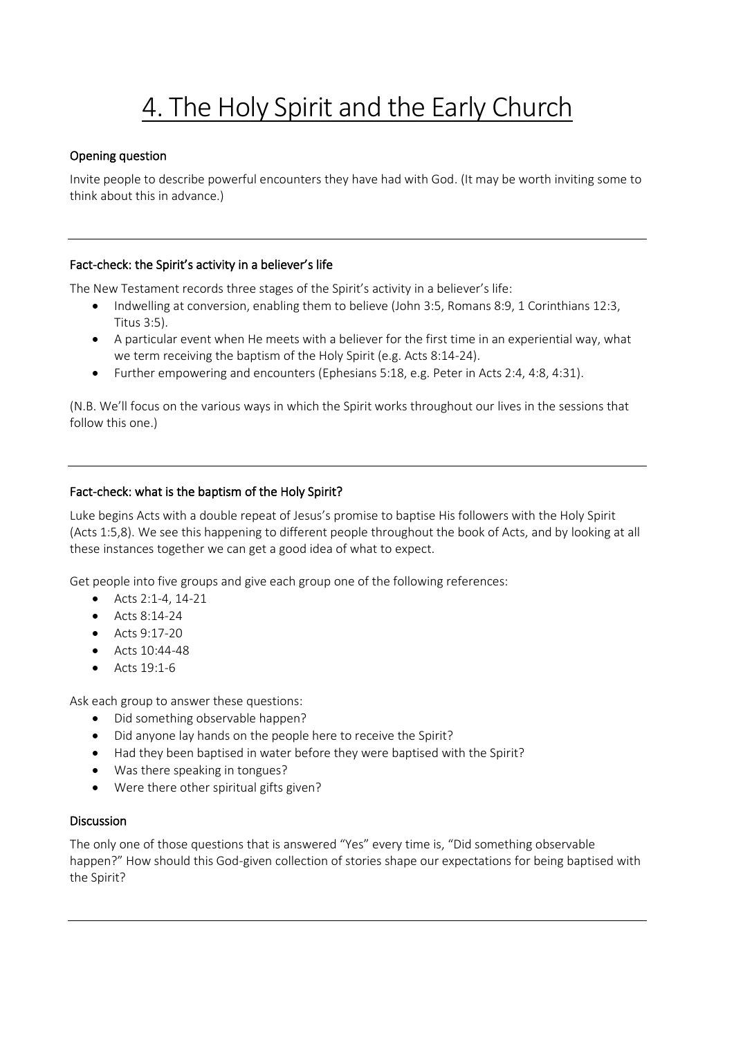# 4. The Holy Spirit and the Early Church

## Opening question

Invite people to describe powerful encounters they have had with God. (It may be worth inviting some to think about this in advance.)

---

## Fact-check: the Spirit's activity in a believer's life

The New Testament records three stages of the Spirit's activity in a believer's life:

- Indwelling at conversion, enabling them to believe (John 3:5, Romans 8:9, 1 Corinthians 12:3, Titus 3:5).
- A particular event when He meets with a believer for the first time in an experiential way, what we term receiving the baptism of the Holy Spirit (e.g. Acts 8:14-24).
- Further empowering and encounters (Ephesians 5:18, e.g. Peter in Acts 2:4, 4:8, 4:31).

(N.B. We'll focus on the various ways in which the Spirit works throughout our lives in the sessions that follow this one.)

---

## Fact-check: what is the baptism of the Holy Spirit?

Luke begins Acts with a double repeat of Jesus's promise to baptise His followers with the Holy Spirit (Acts 1:5,8). We see this happening to different people throughout the book of Acts, and by looking at all these instances together we can get a good idea of what to expect.

Get people into five groups and give each group one of the following references:

- Acts 2:1-4, 14-21
- Acts 8:14-24
- Acts 9:17-20
- Acts 10:44-48
- Acts 19:1-6

Ask each group to answer these questions:

- Did something observable happen?
- Did anyone lay hands on the people here to receive the Spirit?
- Had they been baptised in water before they were baptised with the Spirit?
- Was there speaking in tongues?
- Were there other spiritual gifts given?

## Discussion

The only one of those questions that is answered "Yes" every time is, "Did something observable happen?" How should this God-given collection of stories shape our expectations for being baptised with the Spirit?

---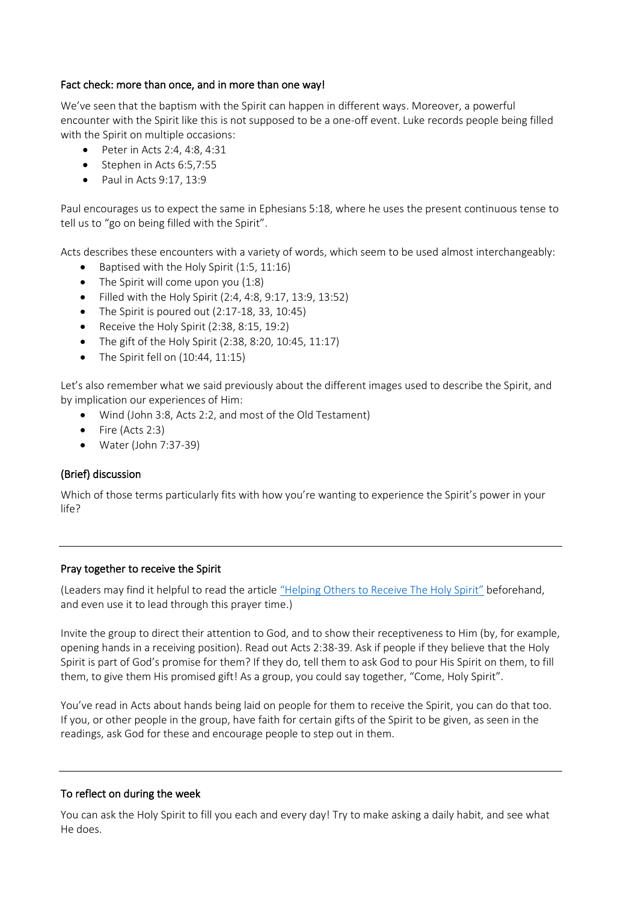## Fact check: more than once, and in more than one way!

We've seen that the baptism with the Spirit can happen in different ways. Moreover, a powerful encounter with the Spirit like this is not supposed to be a one-off event. Luke records people being filled with the Spirit on multiple occasions:

- Peter in Acts 2:4, 4:8, 4:31
- Stephen in Acts 6:5,7:55
- Paul in Acts 9:17, 13:9

Paul encourages us to expect the same in Ephesians 5:18, where he uses the present continuous tense to tell us to "go on being filled with the Spirit".

Acts describes these encounters with a variety of words, which seem to be used almost interchangeably:

- Baptised with the Holy Spirit (1:5, 11:16)
- The Spirit will come upon you (1:8)
- Filled with the Holy Spirit (2:4, 4:8, 9:17, 13:9, 13:52)
- The Spirit is poured out (2:17-18, 33, 10:45)
- Receive the Holy Spirit (2:38, 8:15, 19:2)
- The gift of the Holy Spirit (2:38, 8:20, 10:45, 11:17)
- The Spirit fell on (10:44, 11:15)

Let's also remember what we said previously about the different images used to describe the Spirit, and by implication our experiences of Him:

- Wind (John 3:8, Acts 2:2, and most of the Old Testament)
- Fire (Acts 2:3)
- Water (John 7:37-39)

## (Brief) discussion

Which of those terms particularly fits with how you're wanting to experience the Spirit's power in your life?

---

## Pray together to receive the Spirit

(Leaders may find it helpful to read the article "Helping Others to Receive The Holy Spirit" beforehand, and even use it to lead through this prayer time.)

Invite the group to direct their attention to God, and to show their receptiveness to Him (by, for example, opening hands in a receiving position). Read out Acts 2:38-39. Ask if people if they believe that the Holy Spirit is part of God's promise for them? If they do, tell them to ask God to pour His Spirit on them, to fill them, to give them His promised gift! As a group, you could say together, "Come, Holy Spirit".

You've read in Acts about hands being laid on people for them to receive the Spirit, you can do that too. If you, or other people in the group, have faith for certain gifts of the Spirit to be given, as seen in the readings, ask God for these and encourage people to step out in them.

---

## To reflect on during the week

You can ask the Holy Spirit to fill you each and every day! Try to make asking a daily habit, and see what He does.